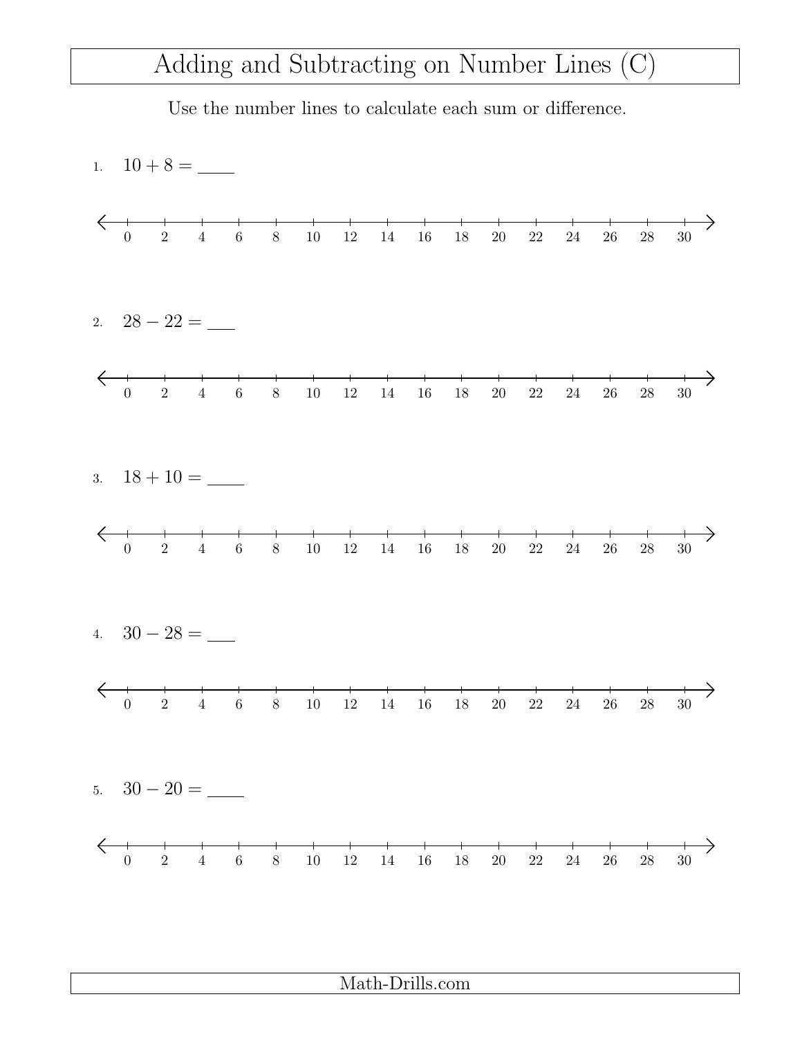# Adding and Subtracting on Number Lines (C)

Use the number lines to calculate each sum or difference.

1. $10 + 8 =$ ____

0 2 4 6 8 10 12 14 16 18 20 22 24 26 28 30

2. $28 - 22 =$ ___

0 2 4 6 8 10 12 14 16 18 20 22 24 26 28 30

3. $18 + 10 =$ ____

0 2 4 6 8 10 12 14 16 18 20 22 24 26 28 30

4. $30 - 28 =$ ___

0 2 4 6 8 10 12 14 16 18 20 22 24 26 28 30

5. $30 - 20 =$ ____

0 2 4 6 8 10 12 14 16 18 20 22 24 26 28 30

Math-Drills.com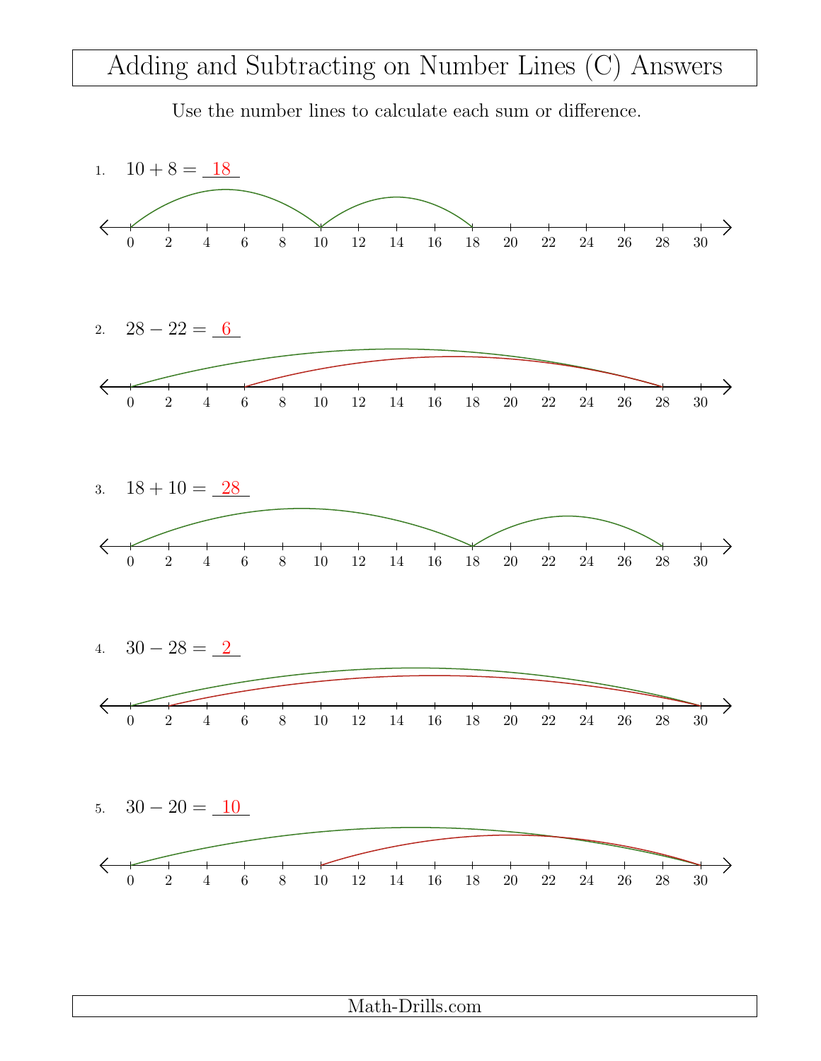# Adding and Subtracting on Number Lines (C) Answers

Use the number lines to calculate each sum or difference.

1. $10 + 8 =$ 18

0 2 4 6 8 10 12 14 16 18 20 22 24 26 28 30

2. $28 - 22 =$ 6

0 2 4 6 8 10 12 14 16 18 20 22 24 26 28 30

3. $18 + 10 =$ 28

0 2 4 6 8 10 12 14 16 18 20 22 24 26 28 30

4. $30 - 28 =$ 2

0 2 4 6 8 10 12 14 16 18 20 22 24 26 28 30

5. $30 - 20 =$ 10

0 2 4 6 8 10 12 14 16 18 20 22 24 26 28 30

Math-Drills.com